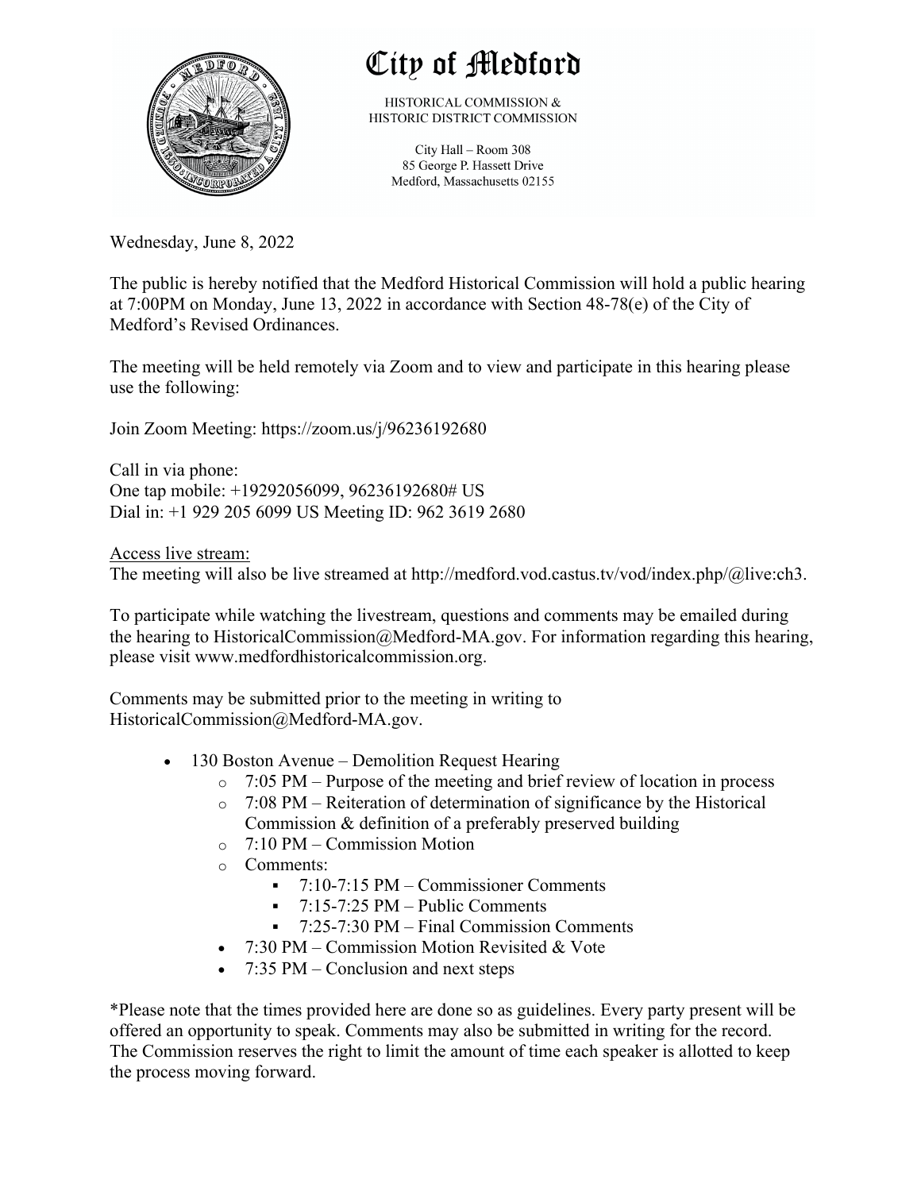# City of Medford

HISTORICAL COMMISSION &
HISTORIC DISTRICT COMMISSION

City Hall – Room 308
85 George P. Hassett Drive
Medford, Massachusetts 02155

Wednesday, June 8, 2022

The public is hereby notified that the Medford Historical Commission will hold a public hearing at 7:00PM on Monday, June 13, 2022 in accordance with Section 48-78(e) of the City of Medford's Revised Ordinances.

The meeting will be held remotely via Zoom and to view and participate in this hearing please use the following:

Join Zoom Meeting: https://zoom.us/j/96236192680

Call in via phone:
One tap mobile: +19292056099, 96236192680# US
Dial in: +1 929 205 6099 US Meeting ID: 962 3619 2680

Access live stream:
The meeting will also be live streamed at http://medford.vod.castus.tv/vod/index.php/@live:ch3.

To participate while watching the livestream, questions and comments may be emailed during the hearing to HistoricalCommission@Medford-MA.gov. For information regarding this hearing, please visit www.medfordhistoricalcommission.org.

Comments may be submitted prior to the meeting in writing to HistoricalCommission@Medford-MA.gov.

- 130 Boston Avenue – Demolition Request Hearing
  - 7:05 PM – Purpose of the meeting and brief review of location in process
  - 7:08 PM – Reiteration of determination of significance by the Historical Commission & definition of a preferably preserved building
  - 7:10 PM – Commission Motion
  - Comments:
    - 7:10-7:15 PM – Commissioner Comments
    - 7:15-7:25 PM – Public Comments
    - 7:25-7:30 PM – Final Commission Comments
- 7:30 PM – Commission Motion Revisited & Vote
- 7:35 PM – Conclusion and next steps

*Please note that the times provided here are done so as guidelines. Every party present will be offered an opportunity to speak. Comments may also be submitted in writing for the record. The Commission reserves the right to limit the amount of time each speaker is allotted to keep the process moving forward.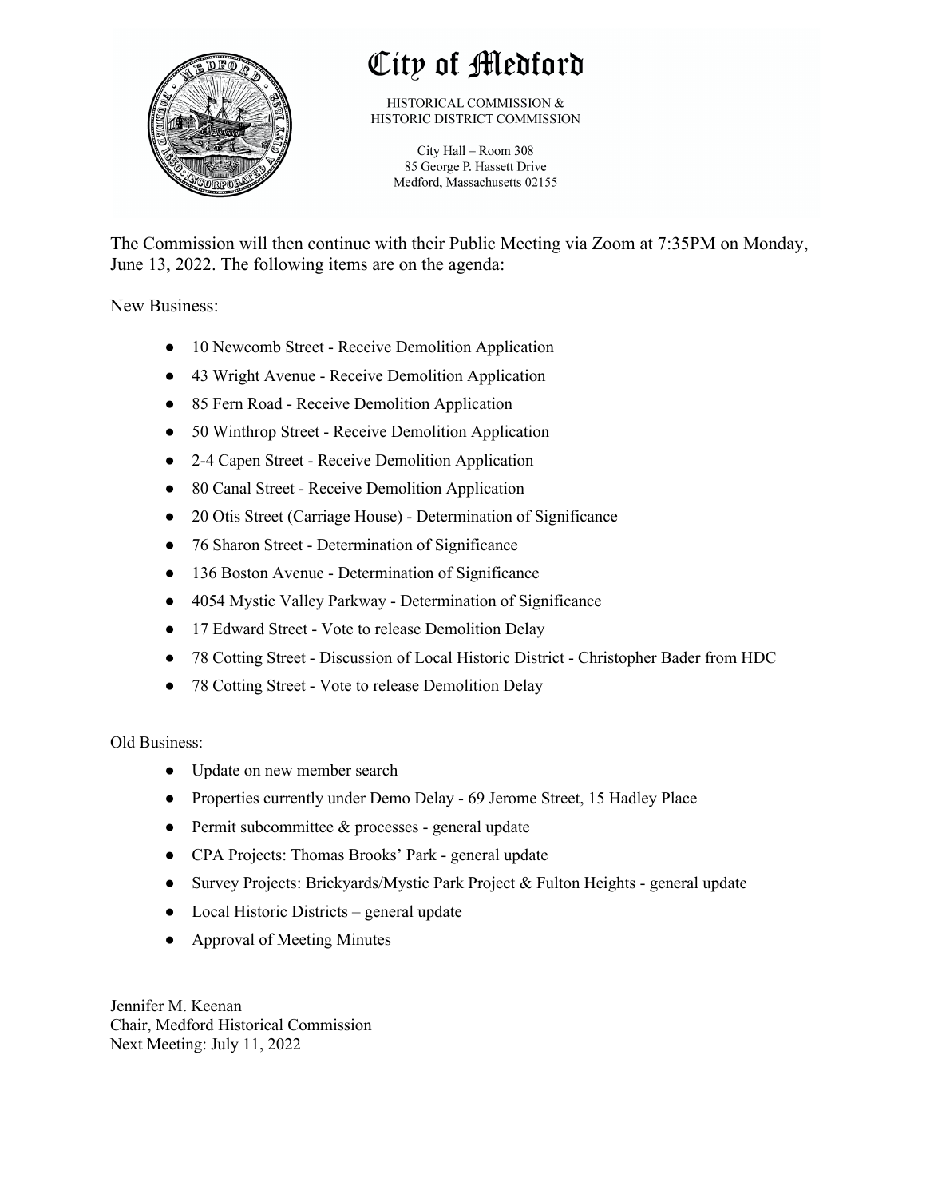# City of Medford

HISTORICAL COMMISSION &
HISTORIC DISTRICT COMMISSION

City Hall – Room 308
85 George P. Hassett Drive
Medford, Massachusetts 02155

The Commission will then continue with their Public Meeting via Zoom at 7:35PM on Monday, June 13, 2022. The following items are on the agenda:

New Business:

- 10 Newcomb Street - Receive Demolition Application
- 43 Wright Avenue - Receive Demolition Application
- 85 Fern Road - Receive Demolition Application
- 50 Winthrop Street - Receive Demolition Application
- 2-4 Capen Street - Receive Demolition Application
- 80 Canal Street - Receive Demolition Application
- 20 Otis Street (Carriage House) - Determination of Significance
- 76 Sharon Street - Determination of Significance
- 136 Boston Avenue - Determination of Significance
- 4054 Mystic Valley Parkway - Determination of Significance
- 17 Edward Street - Vote to release Demolition Delay
- 78 Cotting Street - Discussion of Local Historic District - Christopher Bader from HDC
- 78 Cotting Street - Vote to release Demolition Delay

Old Business:

- Update on new member search
- Properties currently under Demo Delay - 69 Jerome Street, 15 Hadley Place
- Permit subcommittee & processes - general update
- CPA Projects: Thomas Brooks' Park - general update
- Survey Projects: Brickyards/Mystic Park Project & Fulton Heights - general update
- Local Historic Districts – general update
- Approval of Meeting Minutes

Jennifer M. Keenan
Chair, Medford Historical Commission
Next Meeting: July 11, 2022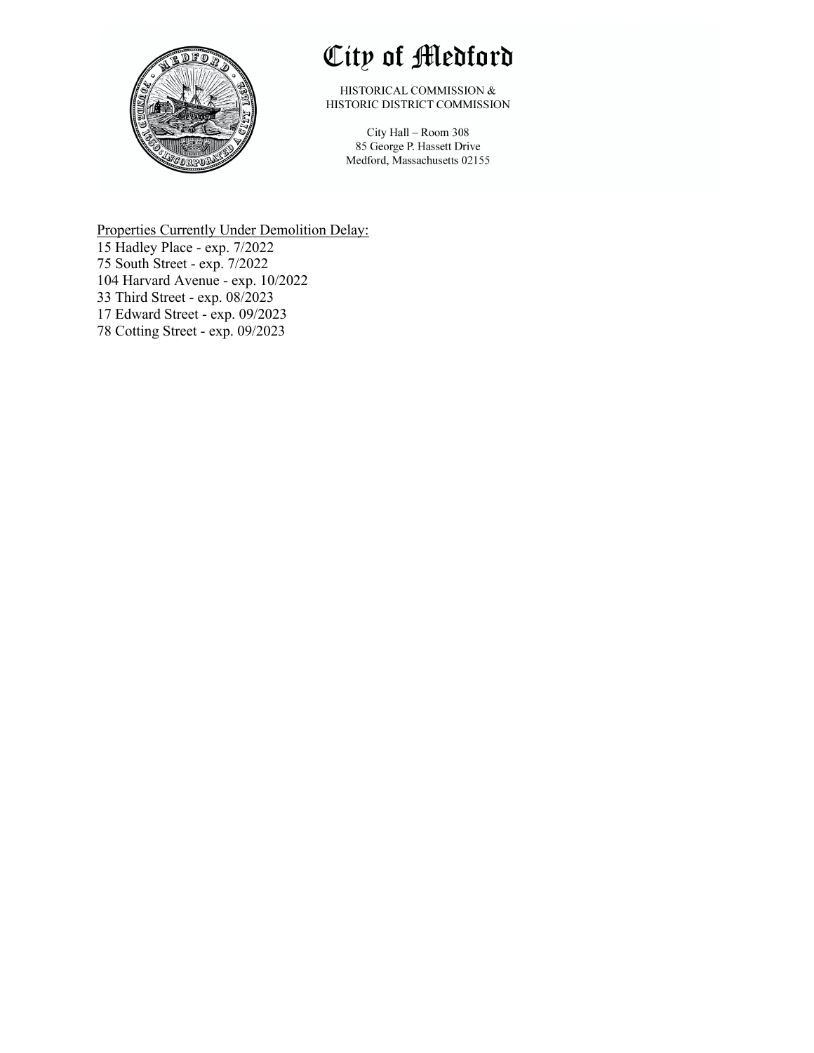# City of Medford

HISTORICAL COMMISSION &
HISTORIC DISTRICT COMMISSION

City Hall – Room 308
85 George P. Hassett Drive
Medford, Massachusetts 02155

Properties Currently Under Demolition Delay:

15 Hadley Place - exp. 7/2022
75 South Street - exp. 7/2022
104 Harvard Avenue - exp. 10/2022
33 Third Street - exp. 08/2023
17 Edward Street - exp. 09/2023
78 Cotting Street - exp. 09/2023